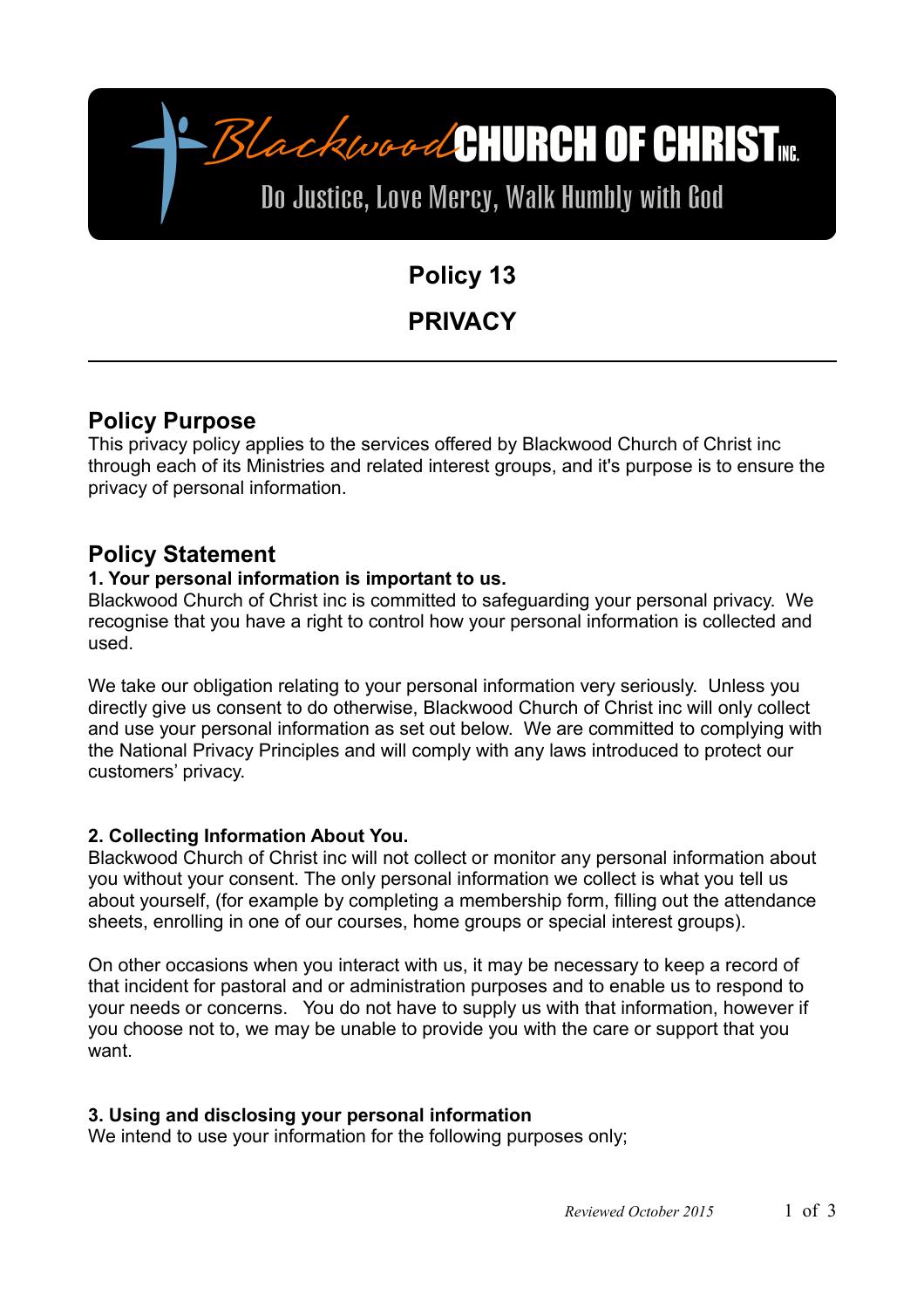Blackwood CHURCH OF CHRIST INC.

Do Justice, Love Mercy, Walk Humbly with God

# Policy 13

# PRIVACY

---

## Policy Purpose

This privacy policy applies to the services offered by Blackwood Church of Christ inc through each of its Ministries and related interest groups, and it's purpose is to ensure the privacy of personal information.

## Policy Statement

**1. Your personal information is important to us.**

Blackwood Church of Christ inc is committed to safeguarding your personal privacy. We recognise that you have a right to control how your personal information is collected and used.

We take our obligation relating to your personal information very seriously. Unless you directly give us consent to do otherwise, Blackwood Church of Christ inc will only collect and use your personal information as set out below. We are committed to complying with the National Privacy Principles and will comply with any laws introduced to protect our customers' privacy.

**2. Collecting Information About You.**

Blackwood Church of Christ inc will not collect or monitor any personal information about you without your consent. The only personal information we collect is what you tell us about yourself, (for example by completing a membership form, filling out the attendance sheets, enrolling in one of our courses, home groups or special interest groups).

On other occasions when you interact with us, it may be necessary to keep a record of that incident for pastoral and or administration purposes and to enable us to respond to your needs or concerns. You do not have to supply us with that information, however if you choose not to, we may be unable to provide you with the care or support that you want.

**3. Using and disclosing your personal information**

We intend to use your information for the following purposes only;

*Reviewed October 2015*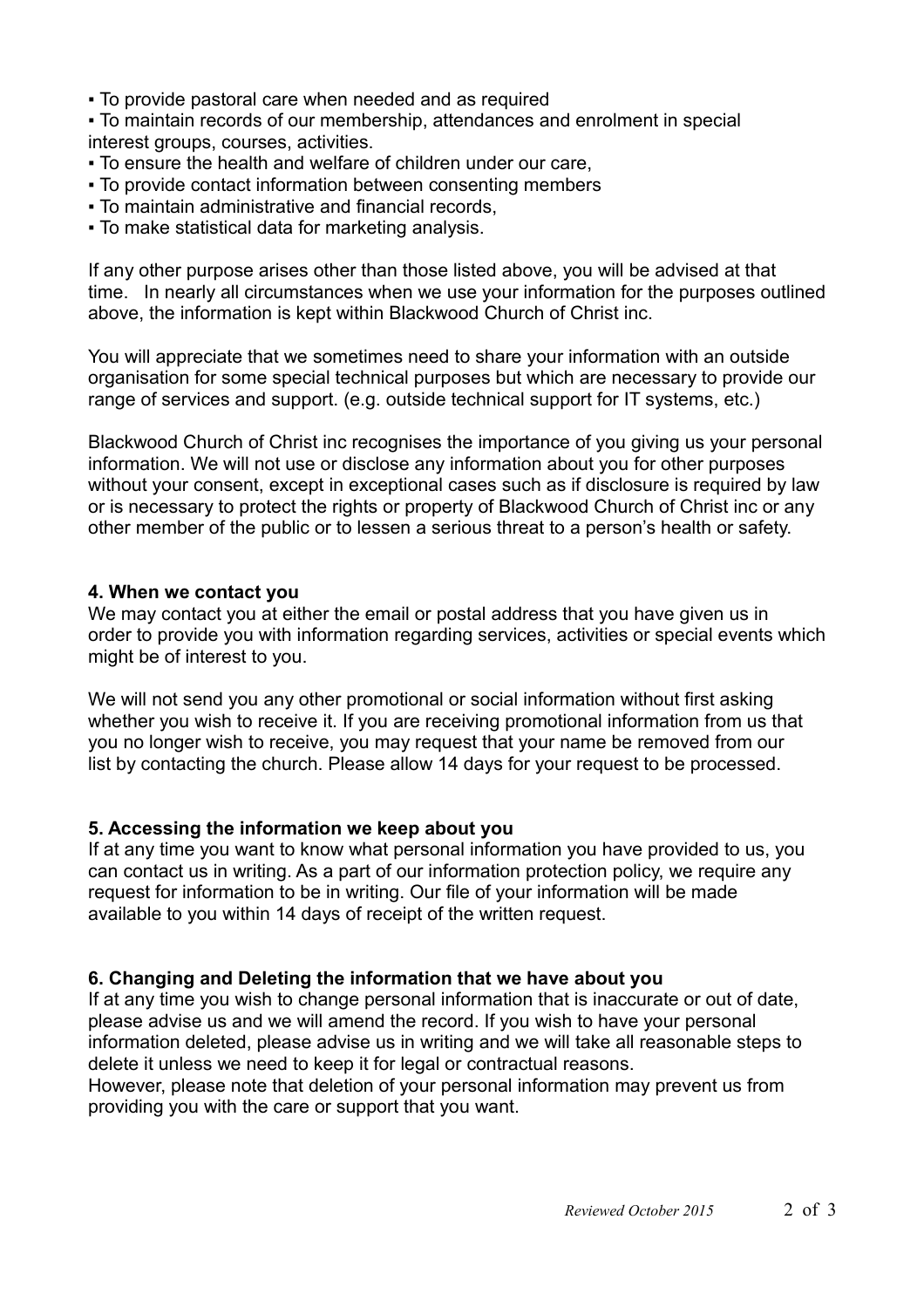- To provide pastoral care when needed and as required
- To maintain records of our membership, attendances and enrolment in special interest groups, courses, activities.
- To ensure the health and welfare of children under our care,
- To provide contact information between consenting members
- To maintain administrative and financial records,
- To make statistical data for marketing analysis.

If any other purpose arises other than those listed above, you will be advised at that time. In nearly all circumstances when we use your information for the purposes outlined above, the information is kept within Blackwood Church of Christ inc.

You will appreciate that we sometimes need to share your information with an outside organisation for some special technical purposes but which are necessary to provide our range of services and support. (e.g. outside technical support for IT systems, etc.)

Blackwood Church of Christ inc recognises the importance of you giving us your personal information. We will not use or disclose any information about you for other purposes without your consent, except in exceptional cases such as if disclosure is required by law or is necessary to protect the rights or property of Blackwood Church of Christ inc or any other member of the public or to lessen a serious threat to a person's health or safety.

**4. When we contact you**

We may contact you at either the email or postal address that you have given us in order to provide you with information regarding services, activities or special events which might be of interest to you.

We will not send you any other promotional or social information without first asking whether you wish to receive it. If you are receiving promotional information from us that you no longer wish to receive, you may request that your name be removed from our list by contacting the church. Please allow 14 days for your request to be processed.

**5. Accessing the information we keep about you**

If at any time you want to know what personal information you have provided to us, you can contact us in writing. As a part of our information protection policy, we require any request for information to be in writing. Our file of your information will be made available to you within 14 days of receipt of the written request.

**6. Changing and Deleting the information that we have about you**

If at any time you wish to change personal information that is inaccurate or out of date, please advise us and we will amend the record. If you wish to have your personal information deleted, please advise us in writing and we will take all reasonable steps to delete it unless we need to keep it for legal or contractual reasons.
However, please note that deletion of your personal information may prevent us from providing you with the care or support that you want.

*Reviewed October 2015*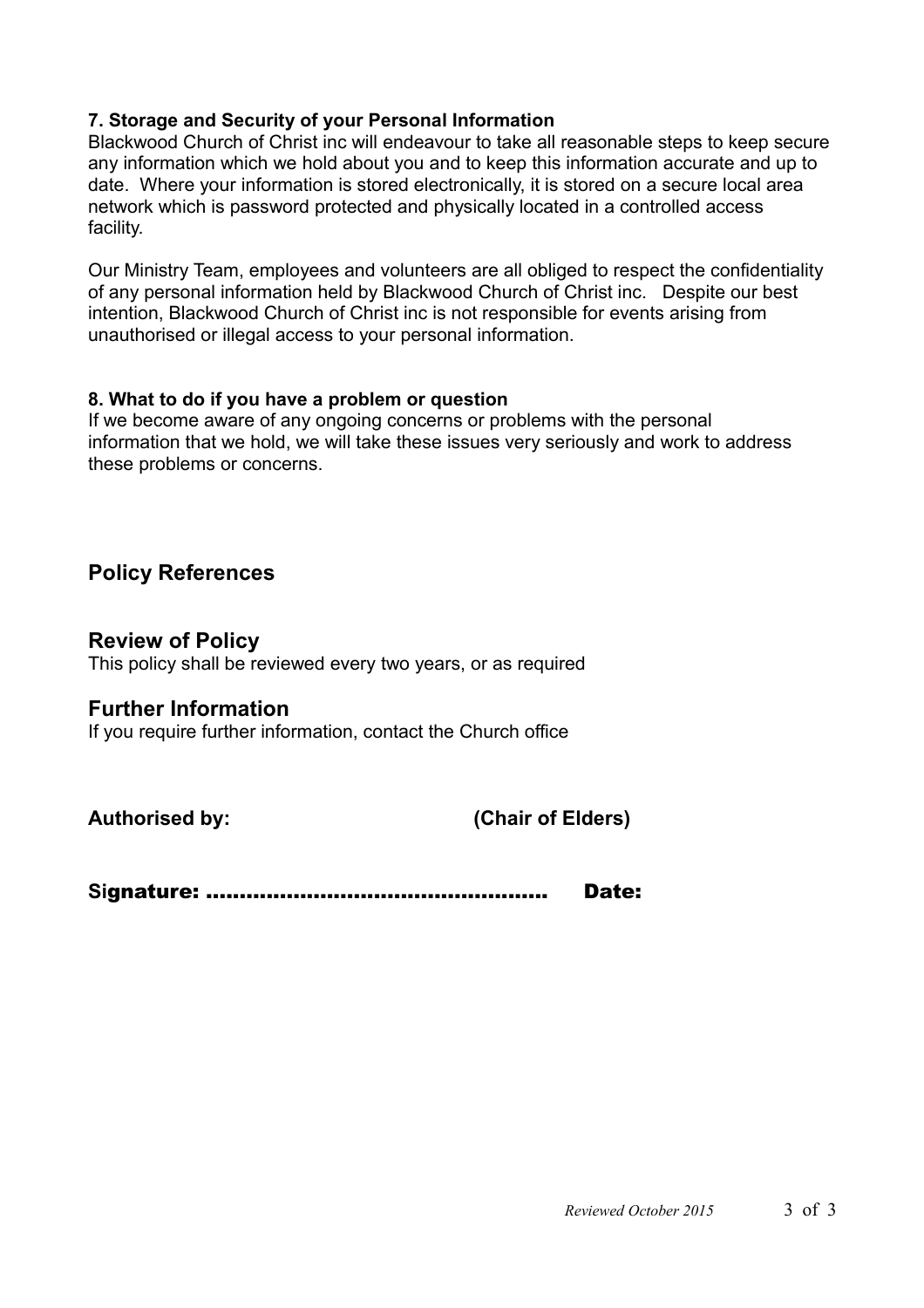**7. Storage and Security of your Personal Information**

Blackwood Church of Christ inc will endeavour to take all reasonable steps to keep secure any information which we hold about you and to keep this information accurate and up to date. Where your information is stored electronically, it is stored on a secure local area network which is password protected and physically located in a controlled access facility.

Our Ministry Team, employees and volunteers are all obliged to respect the confidentiality of any personal information held by Blackwood Church of Christ inc. Despite our best intention, Blackwood Church of Christ inc is not responsible for events arising from unauthorised or illegal access to your personal information.

**8. What to do if you have a problem or question**

If we become aware of any ongoing concerns or problems with the personal information that we hold, we will take these issues very seriously and work to address these problems or concerns.

## Policy References

## Review of Policy

This policy shall be reviewed every two years, or as required

## Further Information

If you require further information, contact the Church office

**Authorised by:** **(Chair of Elders)**

**Signature: ................................................ Date:**

*Reviewed October 2015*